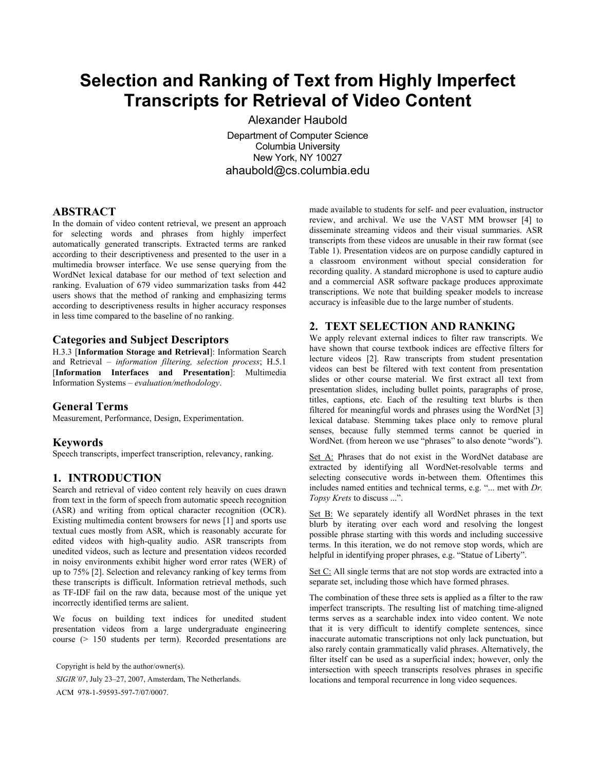# Selection and Ranking of Text from Highly Imperfect Transcripts for Retrieval of Video Content

Alexander Haubold

Department of Computer Science
Columbia University
New York, NY 10027
ahaubold@cs.columbia.edu

## ABSTRACT

In the domain of video content retrieval, we present an approach for selecting words and phrases from highly imperfect automatically generated transcripts. Extracted terms are ranked according to their descriptiveness and presented to the user in a multimedia browser interface. We use sense querying from the WordNet lexical database for our method of text selection and ranking. Evaluation of 679 video summarization tasks from 442 users shows that the method of ranking and emphasizing terms according to descriptiveness results in higher accuracy responses in less time compared to the baseline of no ranking.

### Categories and Subject Descriptors

H.3.3 [**Information Storage and Retrieval**]: Information Search and Retrieval – *information filtering, selection process*; H.5.1 [**Information Interfaces and Presentation**]: Multimedia Information Systems – *evaluation/methodology*.

### General Terms

Measurement, Performance, Design, Experimentation.

### Keywords

Speech transcripts, imperfect transcription, relevancy, ranking.

## 1. INTRODUCTION

Search and retrieval of video content rely heavily on cues drawn from text in the form of speech from automatic speech recognition (ASR) and writing from optical character recognition (OCR). Existing multimedia content browsers for news [1] and sports use textual cues mostly from ASR, which is reasonably accurate for edited videos with high-quality audio. ASR transcripts from unedited videos, such as lecture and presentation videos recorded in noisy environments exhibit higher word error rates (WER) of up to 75% [2]. Selection and relevancy ranking of key terms from these transcripts is difficult. Information retrieval methods, such as TF-IDF fail on the raw data, because most of the unique yet incorrectly identified terms are salient.

We focus on building text indices for unedited student presentation videos from a large undergraduate engineering course (> 150 students per term). Recorded presentations are made available to students for self- and peer evaluation, instructor review, and archival. We use the VAST MM browser [4] to disseminate streaming videos and their visual summaries. ASR transcripts from these videos are unusable in their raw format (see Table 1). Presentation videos are on purpose candidly captured in a classroom environment without special consideration for recording quality. A standard microphone is used to capture audio and a commercial ASR software package produces approximate transcriptions. We note that building speaker models to increase accuracy is infeasible due to the large number of students.

Copyright is held by the author/owner(s).

*SIGIR'07*, July 23–27, 2007, Amsterdam, The Netherlands.

ACM 978-1-59593-597-7/07/0007.

## 2. TEXT SELECTION AND RANKING

We apply relevant external indices to filter raw transcripts. We have shown that course textbook indices are effective filters for lecture videos [2]. Raw transcripts from student presentation videos can best be filtered with text content from presentation slides or other course material. We first extract all text from presentation slides, including bullet points, paragraphs of prose, titles, captions, etc. Each of the resulting text blurbs is then filtered for meaningful words and phrases using the WordNet [3] lexical database. Stemming takes place only to remove plural senses, because fully stemmed terms cannot be queried in WordNet. (from hereon we use "phrases" to also denote "words").

Set A: Phrases that do not exist in the WordNet database are extracted by identifying all WordNet-resolvable terms and selecting consecutive words in-between them. Oftentimes this includes named entities and technical terms, e.g. "... met with *Dr. Topsy Krets* to discuss ...".

Set B: We separately identify all WordNet phrases in the text blurb by iterating over each word and resolving the longest possible phrase starting with this words and including successive terms. In this iteration, we do not remove stop words, which are helpful in identifying proper phrases, e.g. "Statue of Liberty".

Set C: All single terms that are not stop words are extracted into a separate set, including those which have formed phrases.

The combination of these three sets is applied as a filter to the raw imperfect transcripts. The resulting list of matching time-aligned terms serves as a searchable index into video content. We note that it is very difficult to identify complete sentences, since inaccurate automatic transcriptions not only lack punctuation, but also rarely contain grammatically valid phrases. Alternatively, the filter itself can be used as a superficial index; however, only the intersection with speech transcripts resolves phrases in specific locations and temporal recurrence in long video sequences.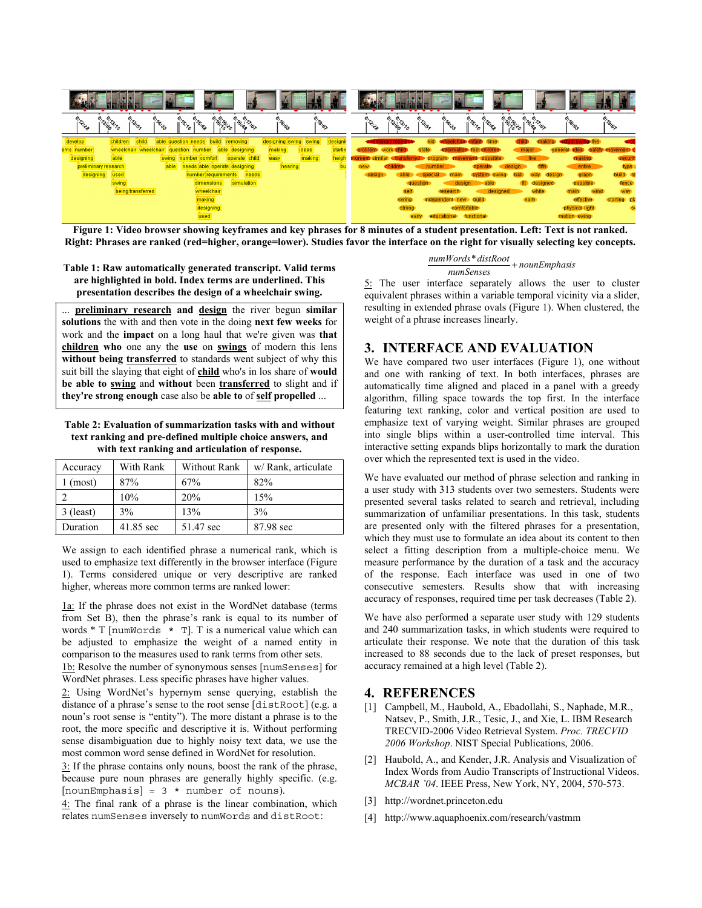Figure 1: Video browser showing keyframes and key phrases for 8 minutes of a student presentation. Left: Text is not ranked. Right: Phrases are ranked (red=higher, orange=lower). Studies favor the interface on the right for visually selecting key concepts.

**Table 1: Raw automatically generated transcript. Valid terms are highlighted in bold. Index terms are underlined. This presentation describes the design of a wheelchair swing.**

... **preliminary research** and **design** the river begun **similar solutions** the with and then vote in the doing **next few weeks** for work and the **impact** on a long haul that we're given was **that children who** one any the **use** on **swings** of modern this lens **without being transferred** to standards went subject of why this suit bill the slaying that eight of **child** who's in los share of **would be able to swing** and **without** been **transferred** to slight and if **they're strong enough** case also be **able to** of **self propelled** ...

**Table 2: Evaluation of summarization tasks with and without text ranking and pre-defined multiple choice answers, and with text ranking and articulation of response.**

| Accuracy | With Rank | Without Rank | w/ Rank, articulate |
|---|---|---|---|
| 1 (most) | 87% | 67% | 82% |
| 2 | 10% | 20% | 15% |
| 3 (least) | 3% | 13% | 3% |
| Duration | 41.85 sec | 51.47 sec | 87.98 sec |

We assign to each identified phrase a numerical rank, which is used to emphasize text differently in the browser interface (Figure 1). Terms considered unique or very descriptive are ranked higher, whereas more common terms are ranked lower:

1a: If the phrase does not exist in the WordNet database (terms from Set B), then the phrase's rank is equal to its number of words * T [numWords * T]. T is a numerical value which can be adjusted to emphasize the weight of a named entity in comparison to the measures used to rank terms from other sets.

1b: Resolve the number of synonymous senses [numSenses] for WordNet phrases. Less specific phrases have higher values.

2: Using WordNet's hypernym sense querying, establish the distance of a phrase's sense to the root sense [distRoot] (e.g. a noun's root sense is "entity"). The more distant a phrase is to the root, the more specific and descriptive it is. Without performing sense disambiguation due to highly noisy text data, we use the most common word sense defined in WordNet for resolution.

3: If the phrase contains only nouns, boost the rank of the phrase, because pure noun phrases are generally highly specific. (e.g. [nounEmphasis] = 3 * number of nouns).

4: The final rank of a phrase is the linear combination, which relates numSenses inversely to numWords and distRoot:

$$\frac{numWords * distRoot}{numSenses} + nounEmphasis$$

5: The user interface separately allows the user to cluster equivalent phrases within a variable temporal vicinity via a slider, resulting in extended phrase ovals (Figure 1). When clustered, the weight of a phrase increases linearly.

## 3. INTERFACE AND EVALUATION

We have compared two user interfaces (Figure 1), one without and one with ranking of text. In both interfaces, phrases are automatically time aligned and placed in a panel with a greedy algorithm, filling space towards the top first. In the interface featuring text ranking, color and vertical position are used to emphasize text of varying weight. Similar phrases are grouped into single blips within a user-controlled time interval. This interactive setting expands blips horizontally to mark the duration over which the represented text is used in the video.

We have evaluated our method of phrase selection and ranking in a user study with 313 students over two semesters. Students were presented several tasks related to search and retrieval, including summarization of unfamiliar presentations. In this task, students are presented only with the filtered phrases for a presentation, which they must use to formulate an idea about its content to then select a fitting description from a multiple-choice menu. We measure performance by the duration of a task and the accuracy of the response. Each interface was used in one of two consecutive semesters. Results show that with increasing accuracy of responses, required time per task decreases (Table 2).

We have also performed a separate user study with 129 students and 240 summarization tasks, in which students were required to articulate their response. We note that the duration of this task increased to 88 seconds due to the lack of preset responses, but accuracy remained at a high level (Table 2).

## 4. REFERENCES

[1] Campbell, M., Haubold, A., Ebadollahi, S., Naphade, M.R., Natsev, P., Smith, J.R., Tesic, J., and Xie, L. IBM Research TRECVID-2006 Video Retrieval System. *Proc. TRECVID 2006 Workshop*. NIST Special Publications, 2006.

[2] Haubold, A., and Kender, J.R. Analysis and Visualization of Index Words from Audio Transcripts of Instructional Videos. *MCBAR '04*. IEEE Press, New York, NY, 2004, 570-573.

[3] http://wordnet.princeton.edu

[4] http://www.aquaphoenix.com/research/vastmm